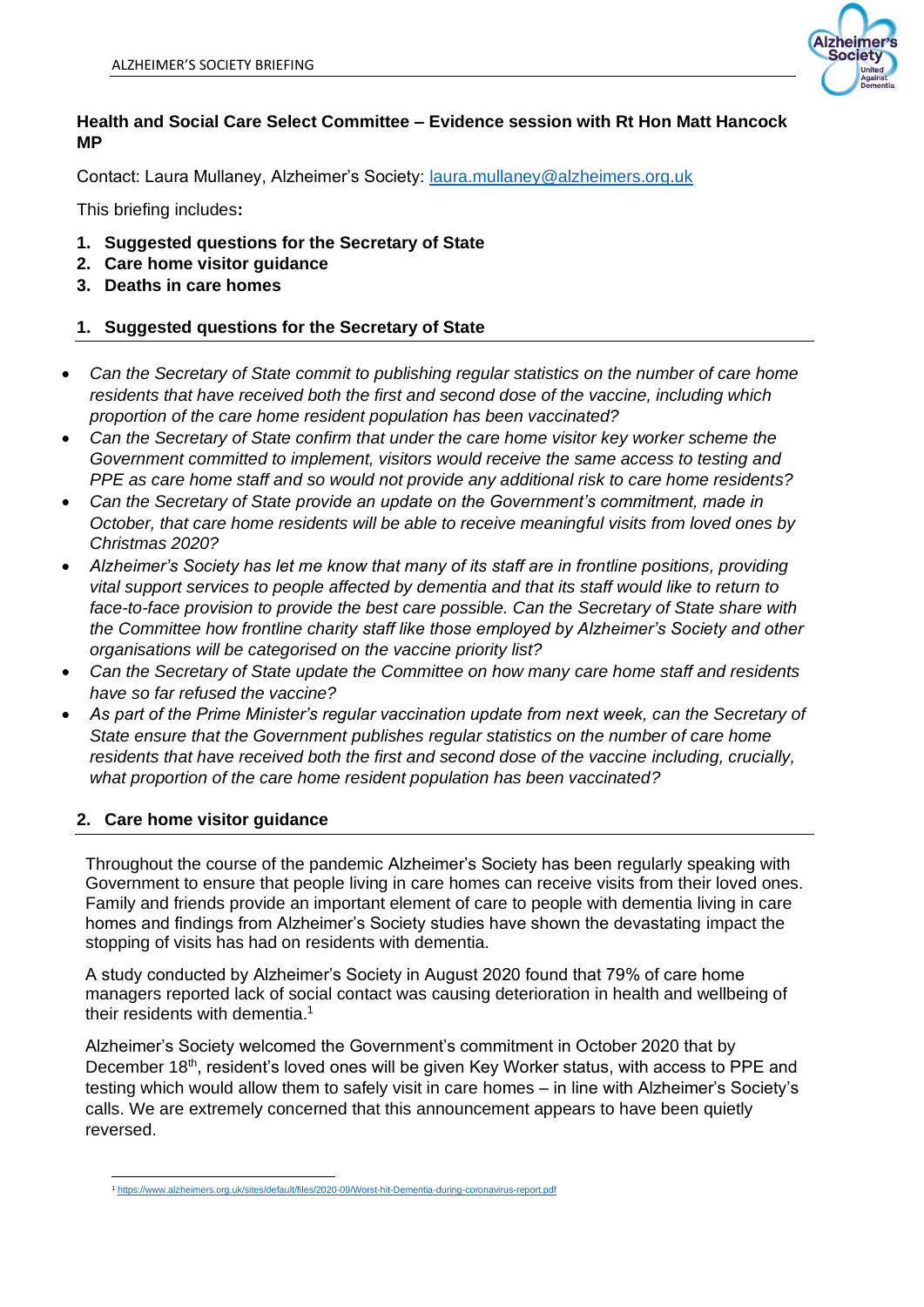ALZHEIMER'S SOCIETY BRIEFING

**Health and Social Care Select Committee – Evidence session with Rt Hon Matt Hancock MP**

Contact: Laura Mullaney, Alzheimer's Society: [laura.mullaney@alzheimers.org.uk](mailto:laura.mullaney@alzheimers.org.uk)

This briefing includes**:**

1. **Suggested questions for the Secretary of State**
2. **Care home visitor guidance**
3. **Deaths in care homes**

## 1. Suggested questions for the Secretary of State

- *Can the Secretary of State commit to publishing regular statistics on the number of care home residents that have received both the first and second dose of the vaccine, including which proportion of the care home resident population has been vaccinated?*
- *Can the Secretary of State confirm that under the care home visitor key worker scheme the Government committed to implement, visitors would receive the same access to testing and PPE as care home staff and so would not provide any additional risk to care home residents?*
- *Can the Secretary of State provide an update on the Government's commitment, made in October, that care home residents will be able to receive meaningful visits from loved ones by Christmas 2020?*
- *Alzheimer's Society has let me know that many of its staff are in frontline positions, providing vital support services to people affected by dementia and that its staff would like to return to face-to-face provision to provide the best care possible. Can the Secretary of State share with the Committee how frontline charity staff like those employed by Alzheimer's Society and other organisations will be categorised on the vaccine priority list?*
- *Can the Secretary of State update the Committee on how many care home staff and residents have so far refused the vaccine?*
- *As part of the Prime Minister's regular vaccination update from next week, can the Secretary of State ensure that the Government publishes regular statistics on the number of care home residents that have received both the first and second dose of the vaccine including, crucially, what proportion of the care home resident population has been vaccinated?*

## 2. Care home visitor guidance

Throughout the course of the pandemic Alzheimer's Society has been regularly speaking with Government to ensure that people living in care homes can receive visits from their loved ones. Family and friends provide an important element of care to people with dementia living in care homes and findings from Alzheimer's Society studies have shown the devastating impact the stopping of visits has had on residents with dementia.

A study conducted by Alzheimer's Society in August 2020 found that 79% of care home managers reported lack of social contact was causing deterioration in health and wellbeing of their residents with dementia.[1]

Alzheimer's Society welcomed the Government's commitment in October 2020 that by December 18th, resident's loved ones will be given Key Worker status, with access to PPE and testing which would allow them to safely visit in care homes – in line with Alzheimer's Society's calls. We are extremely concerned that this announcement appears to have been quietly reversed.

[1] https://www.alzheimers.org.uk/sites/default/files/2020-09/Worst-hit-Dementia-during-coronavirus-report.pdf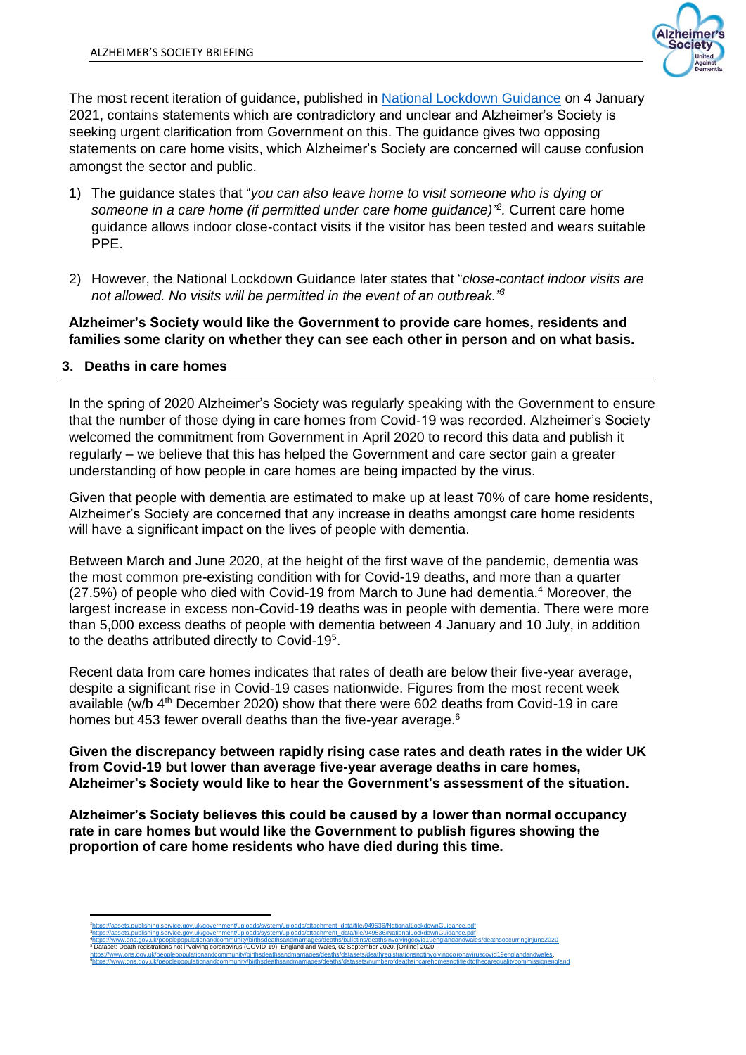The most recent iteration of guidance, published in [National Lockdown Guidance](https://assets.publishing.service.gov.uk/government/uploads/system/uploads/attachment_data/file/949536/NationalLockdownGuidance.pdf) on 4 January 2021, contains statements which are contradictory and unclear and Alzheimer's Society is seeking urgent clarification from Government on this. The guidance gives two opposing statements on care home visits, which Alzheimer's Society are concerned will cause confusion amongst the sector and public.

1) The guidance states that "*you can also leave home to visit someone who is dying or someone in a care home (if permitted under care home guidance)*"[2]. Current care home guidance allows indoor close-contact visits if the visitor has been tested and wears suitable PPE.

2) However, the National Lockdown Guidance later states that "*close-contact indoor visits are not allowed. No visits will be permitted in the event of an outbreak.*"[3]

**Alzheimer's Society would like the Government to provide care homes, residents and families some clarity on whether they can see each other in person and on what basis.**

## 3. Deaths in care homes

In the spring of 2020 Alzheimer's Society was regularly speaking with the Government to ensure that the number of those dying in care homes from Covid-19 was recorded. Alzheimer's Society welcomed the commitment from Government in April 2020 to record this data and publish it regularly – we believe that this has helped the Government and care sector gain a greater understanding of how people in care homes are being impacted by the virus.

Given that people with dementia are estimated to make up at least 70% of care home residents, Alzheimer's Society are concerned that any increase in deaths amongst care home residents will have a significant impact on the lives of people with dementia.

Between March and June 2020, at the height of the first wave of the pandemic, dementia was the most common pre-existing condition with for Covid-19 deaths, and more than a quarter (27.5%) of people who died with Covid-19 from March to June had dementia.[4] Moreover, the largest increase in excess non-Covid-19 deaths was in people with dementia. There were more than 5,000 excess deaths of people with dementia between 4 January and 10 July, in addition to the deaths attributed directly to Covid-19[5].

Recent data from care homes indicates that rates of death are below their five-year average, despite a significant rise in Covid-19 cases nationwide. Figures from the most recent week available (w/b 4th December 2020) show that there were 602 deaths from Covid-19 in care homes but 453 fewer overall deaths than the five-year average.[6]

**Given the discrepancy between rapidly rising case rates and death rates in the wider UK from Covid-19 but lower than average five-year average deaths in care homes, Alzheimer's Society would like to hear the Government's assessment of the situation.**

**Alzheimer's Society believes this could be caused by a lower than normal occupancy rate in care homes but would like the Government to publish figures showing the proportion of care home residents who have died during this time.**

---

[2] https://assets.publishing.service.gov.uk/government/uploads/system/uploads/attachment_data/file/949536/NationalLockdownGuidance.pdf
[3] https://assets.publishing.service.gov.uk/government/uploads/system/uploads/attachment_data/file/949536/NationalLockdownGuidance.pdf
[4] https://www.ons.gov.uk/peoplepopulationandcommunity/birthsdeathsandmarriages/deaths/bulletins/deathsinvolvingcovid19englandandwales/deathsoccurringinjune2020
[5] Dataset: Death registrations not involving coronavirus (COVID-19): England and Wales, 02 September 2020. [Online] 2020. https://www.ons.gov.uk/peoplepopulationandcommunity/birthsdeathsandmarriages/deaths/datasets/deathregistrationsnotinvolvingcoronaviruscovid19englandandwales.
[6] https://www.ons.gov.uk/peoplepopulationandcommunity/birthsdeathsandmarriages/deaths/datasets/numberofdeathsincarehomesnotifiedtothecarequalitycommissionengland